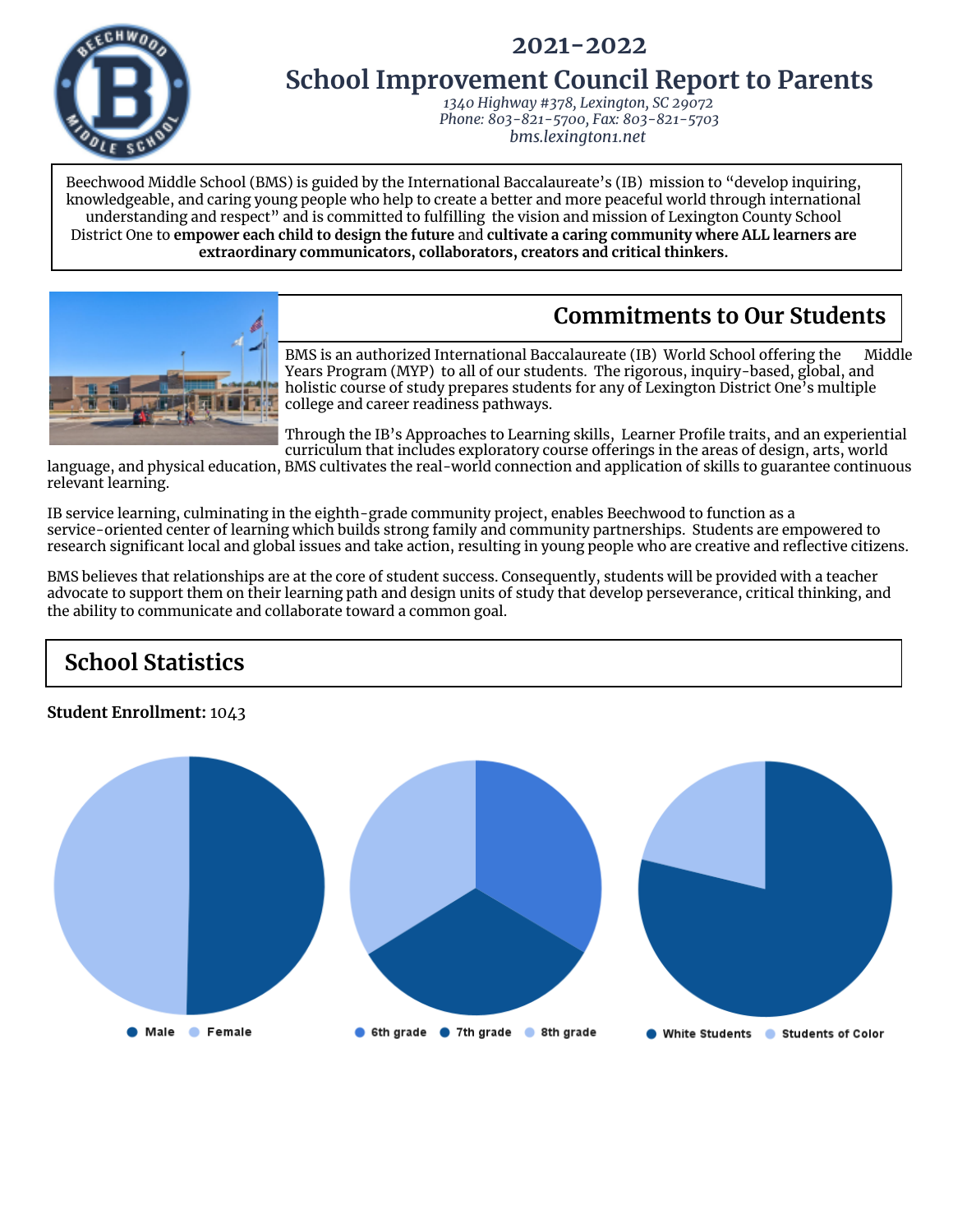# 2021-2022

# School Improvement Council Report to Parents

*1340 Highway #378, Lexington, SC 29072*
*Phone: 803-821-5700, Fax: 803-821-5703*
*bms.lexington1.net*

Beechwood Middle School (BMS) is guided by the International Baccalaureate's (IB) mission to "develop inquiring, knowledgeable, and caring young people who help to create a better and more peaceful world through international understanding and respect" and is committed to fulfilling the vision and mission of Lexington County School District One to **empower each child to design the future** and **cultivate a caring community where ALL learners are extraordinary communicators, collaborators, creators and critical thinkers.**

## Commitments to Our Students

BMS is an authorized International Baccalaureate (IB) World School offering the Middle Years Program (MYP) to all of our students. The rigorous, inquiry-based, global, and holistic course of study prepares students for any of Lexington District One's multiple college and career readiness pathways.

Through the IB's Approaches to Learning skills, Learner Profile traits, and an experiential curriculum that includes exploratory course offerings in the areas of design, arts, world language, and physical education, BMS cultivates the real-world connection and application of skills to guarantee continuous relevant learning.

IB service learning, culminating in the eighth-grade community project, enables Beechwood to function as a service-oriented center of learning which builds strong family and community partnerships. Students are empowered to research significant local and global issues and take action, resulting in young people who are creative and reflective citizens.

BMS believes that relationships are at the core of student success. Consequently, students will be provided with a teacher advocate to support them on their learning path and design units of study that develop perseverance, critical thinking, and the ability to communicate and collaborate toward a common goal.

## School Statistics

**Student Enrollment:** 1043

Male | Female

6th grade | 7th grade | 8th grade

White Students | Students of Color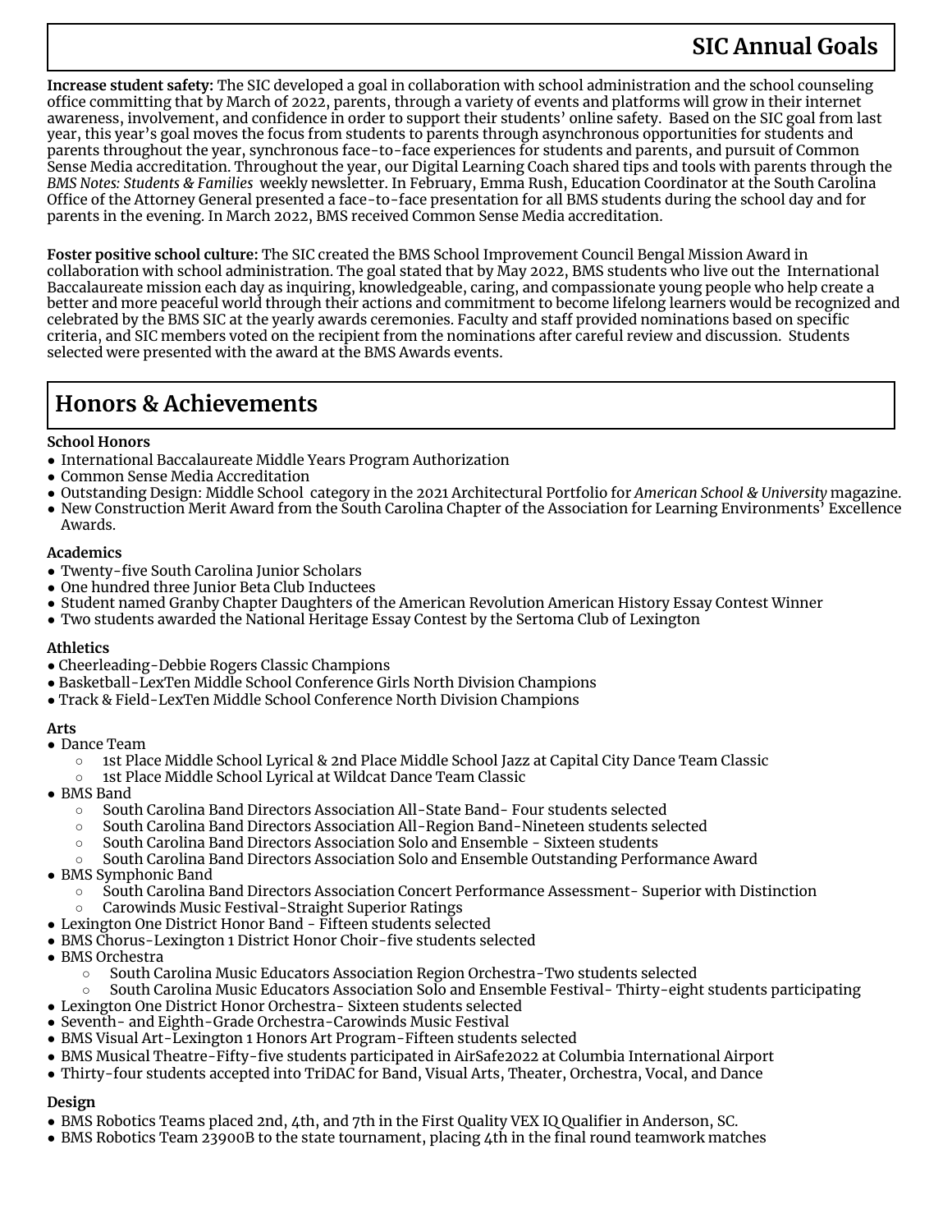## SIC Annual Goals

**Increase student safety:** The SIC developed a goal in collaboration with school administration and the school counseling office committing that by March of 2022, parents, through a variety of events and platforms will grow in their internet awareness, involvement, and confidence in order to support their students' online safety. Based on the SIC goal from last year, this year's goal moves the focus from students to parents through asynchronous opportunities for students and parents throughout the year, synchronous face-to-face experiences for students and parents, and pursuit of Common Sense Media accreditation. Throughout the year, our Digital Learning Coach shared tips and tools with parents through the *BMS Notes: Students & Families* weekly newsletter. In February, Emma Rush, Education Coordinator at the South Carolina Office of the Attorney General presented a face-to-face presentation for all BMS students during the school day and for parents in the evening. In March 2022, BMS received Common Sense Media accreditation.

**Foster positive school culture:** The SIC created the BMS School Improvement Council Bengal Mission Award in collaboration with school administration. The goal stated that by May 2022, BMS students who live out the International Baccalaureate mission each day as inquiring, knowledgeable, caring, and compassionate young people who help create a better and more peaceful world through their actions and commitment to become lifelong learners would be recognized and celebrated by the BMS SIC at the yearly awards ceremonies. Faculty and staff provided nominations based on specific criteria, and SIC members voted on the recipient from the nominations after careful review and discussion. Students selected were presented with the award at the BMS Awards events.

## Honors & Achievements

**School Honors**

- International Baccalaureate Middle Years Program Authorization
- Common Sense Media Accreditation
- Outstanding Design: Middle School category in the 2021 Architectural Portfolio for *American School & University* magazine.
- New Construction Merit Award from the South Carolina Chapter of the Association for Learning Environments' Excellence Awards.

**Academics**

- Twenty-five South Carolina Junior Scholars
- One hundred three Junior Beta Club Inductees
- Student named Granby Chapter Daughters of the American Revolution American History Essay Contest Winner
- Two students awarded the National Heritage Essay Contest by the Sertoma Club of Lexington

**Athletics**

- Cheerleading-Debbie Rogers Classic Champions
- Basketball-LexTen Middle School Conference Girls North Division Champions
- Track & Field-LexTen Middle School Conference North Division Champions

**Arts**

- Dance Team
  - 1st Place Middle School Lyrical & 2nd Place Middle School Jazz at Capital City Dance Team Classic
  - 1st Place Middle School Lyrical at Wildcat Dance Team Classic
- BMS Band
  - South Carolina Band Directors Association All-State Band- Four students selected
  - South Carolina Band Directors Association All-Region Band-Nineteen students selected
  - South Carolina Band Directors Association Solo and Ensemble - Sixteen students
  - South Carolina Band Directors Association Solo and Ensemble Outstanding Performance Award
- BMS Symphonic Band
  - South Carolina Band Directors Association Concert Performance Assessment- Superior with Distinction
  - Carowinds Music Festival-Straight Superior Ratings
- Lexington One District Honor Band - Fifteen students selected
- BMS Chorus-Lexington 1 District Honor Choir-five students selected
- BMS Orchestra
  - South Carolina Music Educators Association Region Orchestra-Two students selected
  - South Carolina Music Educators Association Solo and Ensemble Festival- Thirty-eight students participating
- Lexington One District Honor Orchestra- Sixteen students selected
- Seventh- and Eighth-Grade Orchestra-Carowinds Music Festival
- BMS Visual Art-Lexington 1 Honors Art Program-Fifteen students selected
- BMS Musical Theatre-Fifty-five students participated in AirSafe2022 at Columbia International Airport
- Thirty-four students accepted into TriDAC for Band, Visual Arts, Theater, Orchestra, Vocal, and Dance

**Design**

- BMS Robotics Teams placed 2nd, 4th, and 7th in the First Quality VEX IQ Qualifier in Anderson, SC.
- BMS Robotics Team 23900B to the state tournament, placing 4th in the final round teamwork matches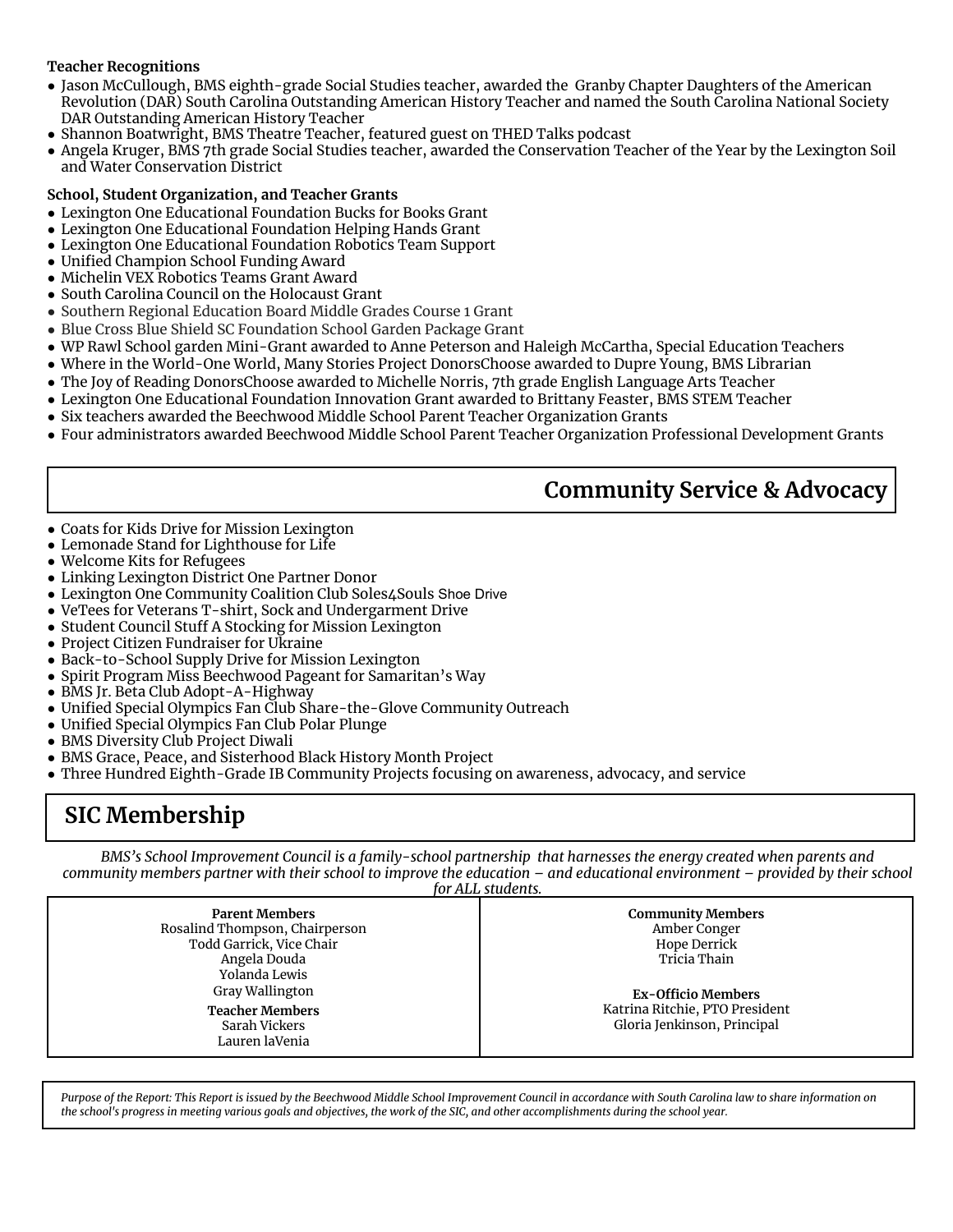**Teacher Recognitions**

- Jason McCullough, BMS eighth-grade Social Studies teacher, awarded the Granby Chapter Daughters of the American Revolution (DAR) South Carolina Outstanding American History Teacher and named the South Carolina National Society DAR Outstanding American History Teacher
- Shannon Boatwright, BMS Theatre Teacher, featured guest on THED Talks podcast
- Angela Kruger, BMS 7th grade Social Studies teacher, awarded the Conservation Teacher of the Year by the Lexington Soil and Water Conservation District

**School, Student Organization, and Teacher Grants**

- Lexington One Educational Foundation Bucks for Books Grant
- Lexington One Educational Foundation Helping Hands Grant
- Lexington One Educational Foundation Robotics Team Support
- Unified Champion School Funding Award
- Michelin VEX Robotics Teams Grant Award
- South Carolina Council on the Holocaust Grant
- Southern Regional Education Board Middle Grades Course 1 Grant
- Blue Cross Blue Shield SC Foundation School Garden Package Grant
- WP Rawl School garden Mini-Grant awarded to Anne Peterson and Haleigh McCartha, Special Education Teachers
- Where in the World-One World, Many Stories Project DonorsChoose awarded to Dupre Young, BMS Librarian
- The Joy of Reading DonorsChoose awarded to Michelle Norris, 7th grade English Language Arts Teacher
- Lexington One Educational Foundation Innovation Grant awarded to Brittany Feaster, BMS STEM Teacher
- Six teachers awarded the Beechwood Middle School Parent Teacher Organization Grants
- Four administrators awarded Beechwood Middle School Parent Teacher Organization Professional Development Grants

## Community Service & Advocacy

- Coats for Kids Drive for Mission Lexington
- Lemonade Stand for Lighthouse for Life
- Welcome Kits for Refugees
- Linking Lexington District One Partner Donor
- Lexington One Community Coalition Club Soles4Souls Shoe Drive
- VeTees for Veterans T-shirt, Sock and Undergarment Drive
- Student Council Stuff A Stocking for Mission Lexington
- Project Citizen Fundraiser for Ukraine
- Back-to-School Supply Drive for Mission Lexington
- Spirit Program Miss Beechwood Pageant for Samaritan's Way
- BMS Jr. Beta Club Adopt-A-Highway
- Unified Special Olympics Fan Club Share-the-Glove Community Outreach
- Unified Special Olympics Fan Club Polar Plunge
- BMS Diversity Club Project Diwali
- BMS Grace, Peace, and Sisterhood Black History Month Project
- Three Hundred Eighth-Grade IB Community Projects focusing on awareness, advocacy, and service

## SIC Membership

*BMS's School Improvement Council is a family-school partnership that harnesses the energy created when parents and community members partner with their school to improve the education – and educational environment – provided by their school for ALL students.*

| | |
|---|---|
| **Parent Members**<br>Rosalind Thompson, Chairperson<br>Todd Garrick, Vice Chair<br>Angela Douda<br>Yolanda Lewis<br>Gray Wallington<br>**Teacher Members**<br>Sarah Vickers<br>Lauren laVenia | **Community Members**<br>Amber Conger<br>Hope Derrick<br>Tricia Thain<br>**Ex-Officio Members**<br>Katrina Ritchie, PTO President<br>Gloria Jenkinson, Principal |

*Purpose of the Report: This Report is issued by the Beechwood Middle School Improvement Council in accordance with South Carolina law to share information on the school's progress in meeting various goals and objectives, the work of the SIC, and other accomplishments during the school year.*